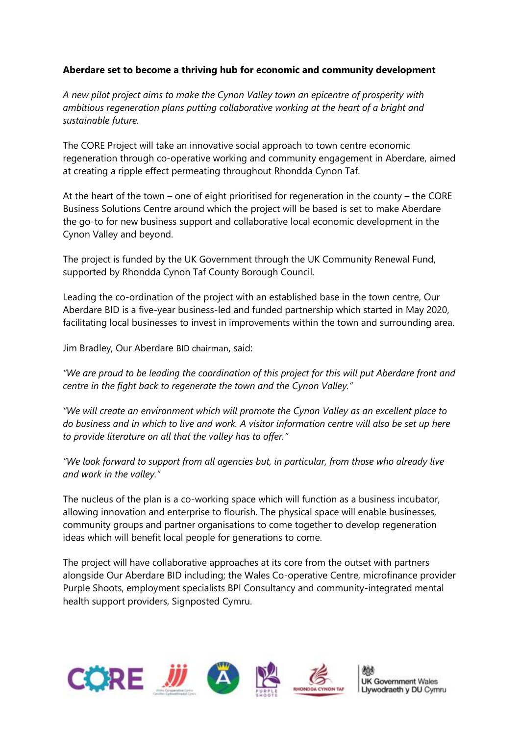**Aberdare set to become a thriving hub for economic and community development**

*A new pilot project aims to make the Cynon Valley town an epicentre of prosperity with ambitious regeneration plans putting collaborative working at the heart of a bright and sustainable future.*

The CORE Project will take an innovative social approach to town centre economic regeneration through co-operative working and community engagement in Aberdare, aimed at creating a ripple effect permeating throughout Rhondda Cynon Taf.

At the heart of the town – one of eight prioritised for regeneration in the county – the CORE Business Solutions Centre around which the project will be based is set to make Aberdare the go-to for new business support and collaborative local economic development in the Cynon Valley and beyond.

The project is funded by the UK Government through the UK Community Renewal Fund, supported by Rhondda Cynon Taf County Borough Council.

Leading the co-ordination of the project with an established base in the town centre, Our Aberdare BID is a five-year business-led and funded partnership which started in May 2020, facilitating local businesses to invest in improvements within the town and surrounding area.

Jim Bradley, Our Aberdare BID chairman, said:

*"We are proud to be leading the coordination of this project for this will put Aberdare front and centre in the fight back to regenerate the town and the Cynon Valley."*

*"We will create an environment which will promote the Cynon Valley as an excellent place to do business and in which to live and work. A visitor information centre will also be set up here to provide literature on all that the valley has to offer."*

*"We look forward to support from all agencies but, in particular, from those who already live and work in the valley."*

The nucleus of the plan is a co-working space which will function as a business incubator, allowing innovation and enterprise to flourish. The physical space will enable businesses, community groups and partner organisations to come together to develop regeneration ideas which will benefit local people for generations to come.

The project will have collaborative approaches at its core from the outset with partners alongside Our Aberdare BID including; the Wales Co-operative Centre, microfinance provider Purple Shoots, employment specialists BPI Consultancy and community-integrated mental health support providers, Signposted Cymru.

UK Government Wales
Llywodraeth y DU Cymru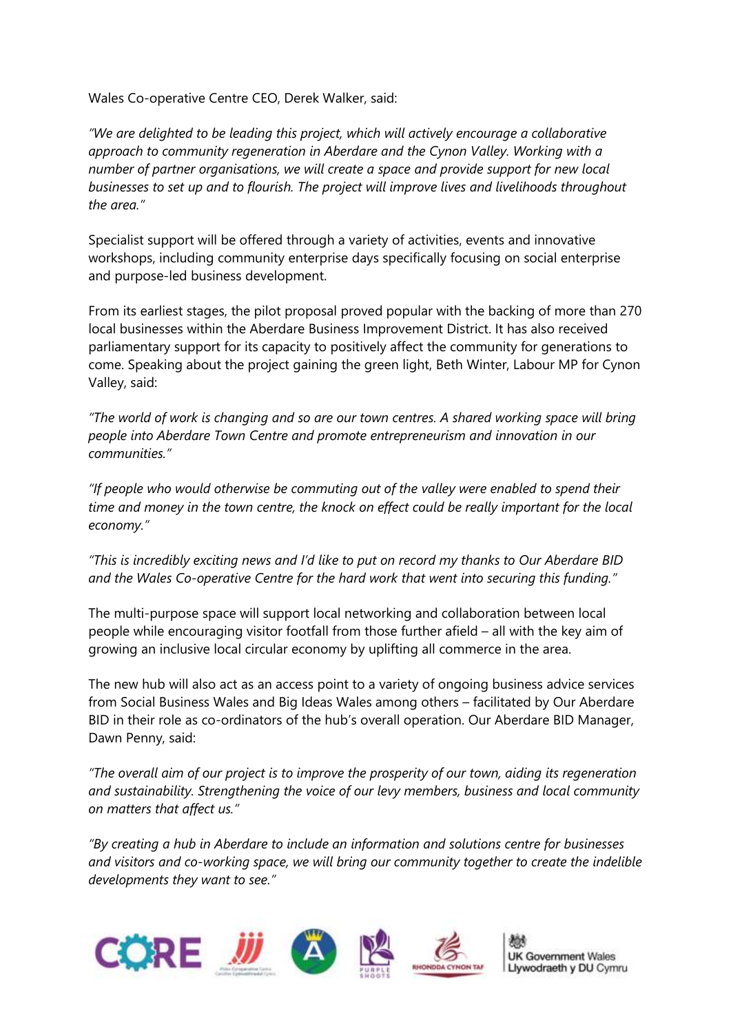Wales Co-operative Centre CEO, Derek Walker, said:

*"We are delighted to be leading this project, which will actively encourage a collaborative approach to community regeneration in Aberdare and the Cynon Valley. Working with a number of partner organisations, we will create a space and provide support for new local businesses to set up and to flourish. The project will improve lives and livelihoods throughout the area."*

Specialist support will be offered through a variety of activities, events and innovative workshops, including community enterprise days specifically focusing on social enterprise and purpose-led business development.

From its earliest stages, the pilot proposal proved popular with the backing of more than 270 local businesses within the Aberdare Business Improvement District. It has also received parliamentary support for its capacity to positively affect the community for generations to come. Speaking about the project gaining the green light, Beth Winter, Labour MP for Cynon Valley, said:

*"The world of work is changing and so are our town centres. A shared working space will bring people into Aberdare Town Centre and promote entrepreneurism and innovation in our communities."*

*"If people who would otherwise be commuting out of the valley were enabled to spend their time and money in the town centre, the knock on effect could be really important for the local economy."*

*"This is incredibly exciting news and I'd like to put on record my thanks to Our Aberdare BID and the Wales Co-operative Centre for the hard work that went into securing this funding."*

The multi-purpose space will support local networking and collaboration between local people while encouraging visitor footfall from those further afield – all with the key aim of growing an inclusive local circular economy by uplifting all commerce in the area.

The new hub will also act as an access point to a variety of ongoing business advice services from Social Business Wales and Big Ideas Wales among others – facilitated by Our Aberdare BID in their role as co-ordinators of the hub's overall operation. Our Aberdare BID Manager, Dawn Penny, said:

*"The overall aim of our project is to improve the prosperity of our town, aiding its regeneration and sustainability. Strengthening the voice of our levy members, business and local community on matters that affect us."*

*"By creating a hub in Aberdare to include an information and solutions centre for businesses and visitors and co-working space, we will bring our community together to create the indelible developments they want to see."*

UK Government Wales
Llywodraeth y DU Cymru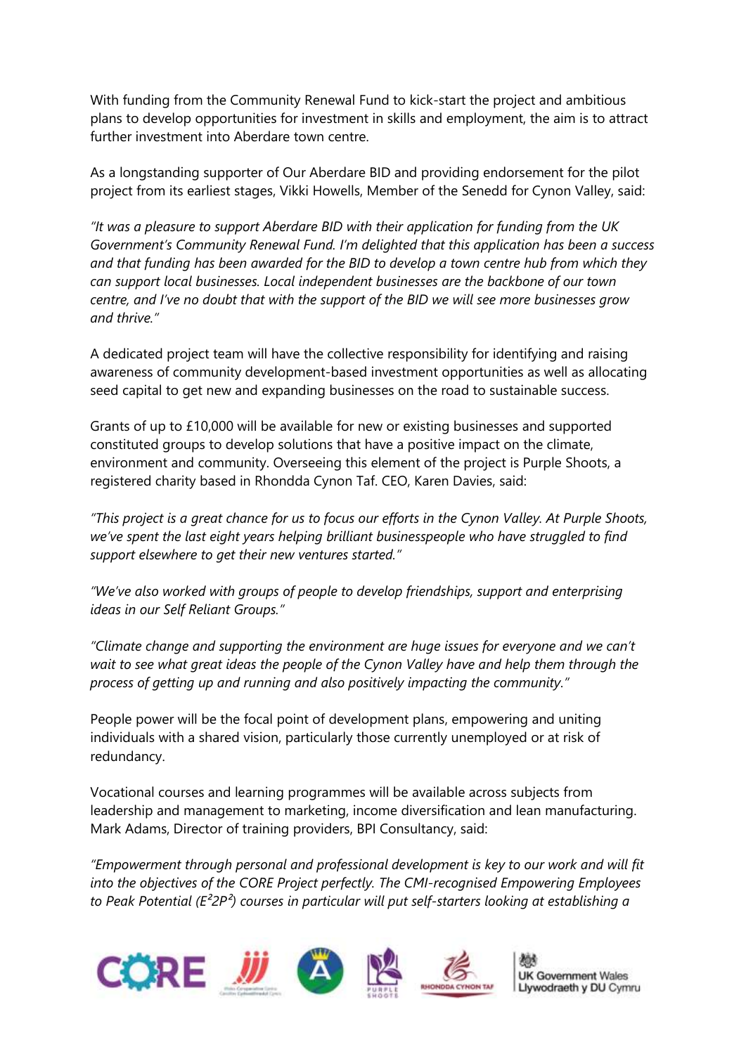With funding from the Community Renewal Fund to kick-start the project and ambitious plans to develop opportunities for investment in skills and employment, the aim is to attract further investment into Aberdare town centre.

As a longstanding supporter of Our Aberdare BID and providing endorsement for the pilot project from its earliest stages, Vikki Howells, Member of the Senedd for Cynon Valley, said:

*"It was a pleasure to support Aberdare BID with their application for funding from the UK Government's Community Renewal Fund. I'm delighted that this application has been a success and that funding has been awarded for the BID to develop a town centre hub from which they can support local businesses. Local independent businesses are the backbone of our town centre, and I've no doubt that with the support of the BID we will see more businesses grow and thrive."*

A dedicated project team will have the collective responsibility for identifying and raising awareness of community development-based investment opportunities as well as allocating seed capital to get new and expanding businesses on the road to sustainable success.

Grants of up to £10,000 will be available for new or existing businesses and supported constituted groups to develop solutions that have a positive impact on the climate, environment and community. Overseeing this element of the project is Purple Shoots, a registered charity based in Rhondda Cynon Taf. CEO, Karen Davies, said:

*"This project is a great chance for us to focus our efforts in the Cynon Valley. At Purple Shoots, we've spent the last eight years helping brilliant businesspeople who have struggled to find support elsewhere to get their new ventures started."*

*"We've also worked with groups of people to develop friendships, support and enterprising ideas in our Self Reliant Groups."*

*"Climate change and supporting the environment are huge issues for everyone and we can't wait to see what great ideas the people of the Cynon Valley have and help them through the process of getting up and running and also positively impacting the community."*

People power will be the focal point of development plans, empowering and uniting individuals with a shared vision, particularly those currently unemployed or at risk of redundancy.

Vocational courses and learning programmes will be available across subjects from leadership and management to marketing, income diversification and lean manufacturing. Mark Adams, Director of training providers, BPI Consultancy, said:

*"Empowerment through personal and professional development is key to our work and will fit into the objectives of the CORE Project perfectly. The CMI-recognised Empowering Employees to Peak Potential ($E^2 2P^2$) courses in particular will put self-starters looking at establishing a*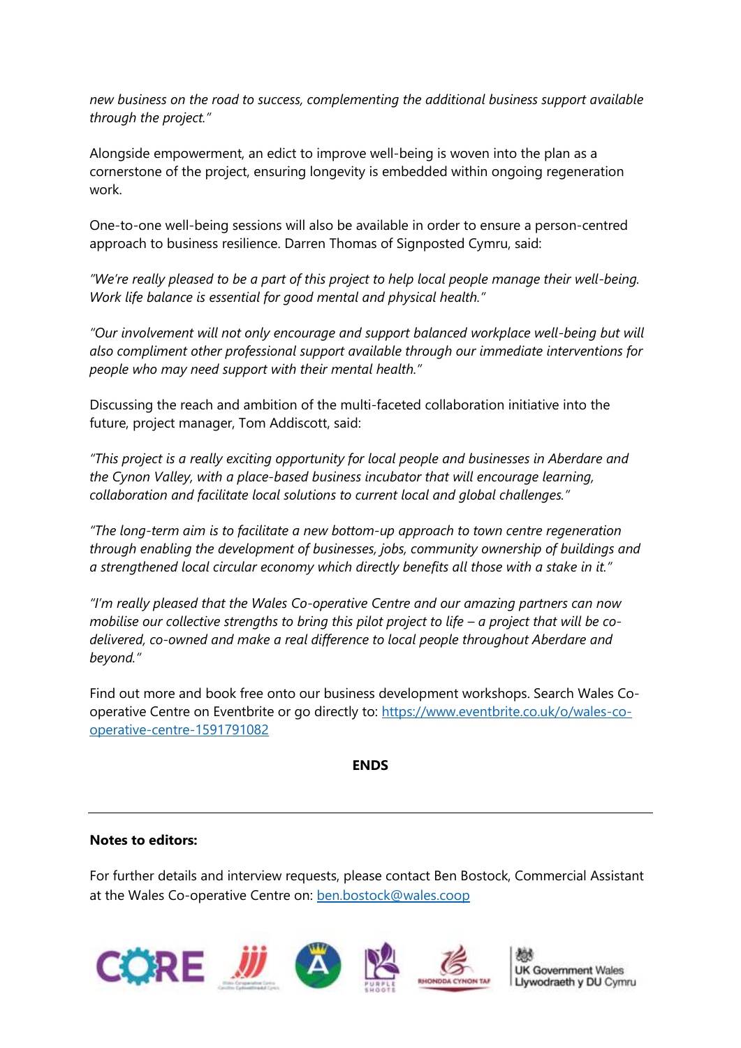*new business on the road to success, complementing the additional business support available through the project."*

Alongside empowerment, an edict to improve well-being is woven into the plan as a cornerstone of the project, ensuring longevity is embedded within ongoing regeneration work.

One-to-one well-being sessions will also be available in order to ensure a person-centred approach to business resilience. Darren Thomas of Signposted Cymru, said:

*"We're really pleased to be a part of this project to help local people manage their well-being. Work life balance is essential for good mental and physical health."*

*"Our involvement will not only encourage and support balanced workplace well-being but will also compliment other professional support available through our immediate interventions for people who may need support with their mental health."*

Discussing the reach and ambition of the multi-faceted collaboration initiative into the future, project manager, Tom Addiscott, said:

*"This project is a really exciting opportunity for local people and businesses in Aberdare and the Cynon Valley, with a place-based business incubator that will encourage learning, collaboration and facilitate local solutions to current local and global challenges."*

*"The long-term aim is to facilitate a new bottom-up approach to town centre regeneration through enabling the development of businesses, jobs, community ownership of buildings and a strengthened local circular economy which directly benefits all those with a stake in it."*

*"I'm really pleased that the Wales Co-operative Centre and our amazing partners can now mobilise our collective strengths to bring this pilot project to life – a project that will be co-delivered, co-owned and make a real difference to local people throughout Aberdare and beyond."*

Find out more and book free onto our business development workshops. Search Wales Co-operative Centre on Eventbrite or go directly to: [https://www.eventbrite.co.uk/o/wales-co-operative-centre-1591791082](https://www.eventbrite.co.uk/o/wales-co-operative-centre-1591791082)

**ENDS**

---

**Notes to editors:**

For further details and interview requests, please contact Ben Bostock, Commercial Assistant at the Wales Co-operative Centre on: [ben.bostock@wales.coop](mailto:ben.bostock@wales.coop)

CORE | Wales Co-operative Centre / Canolfan Cydweithredol Cymru | PURPLE SHOOTS | RHONDDA CYNON TAF | UK Government Wales / Llywodraeth y DU Cymru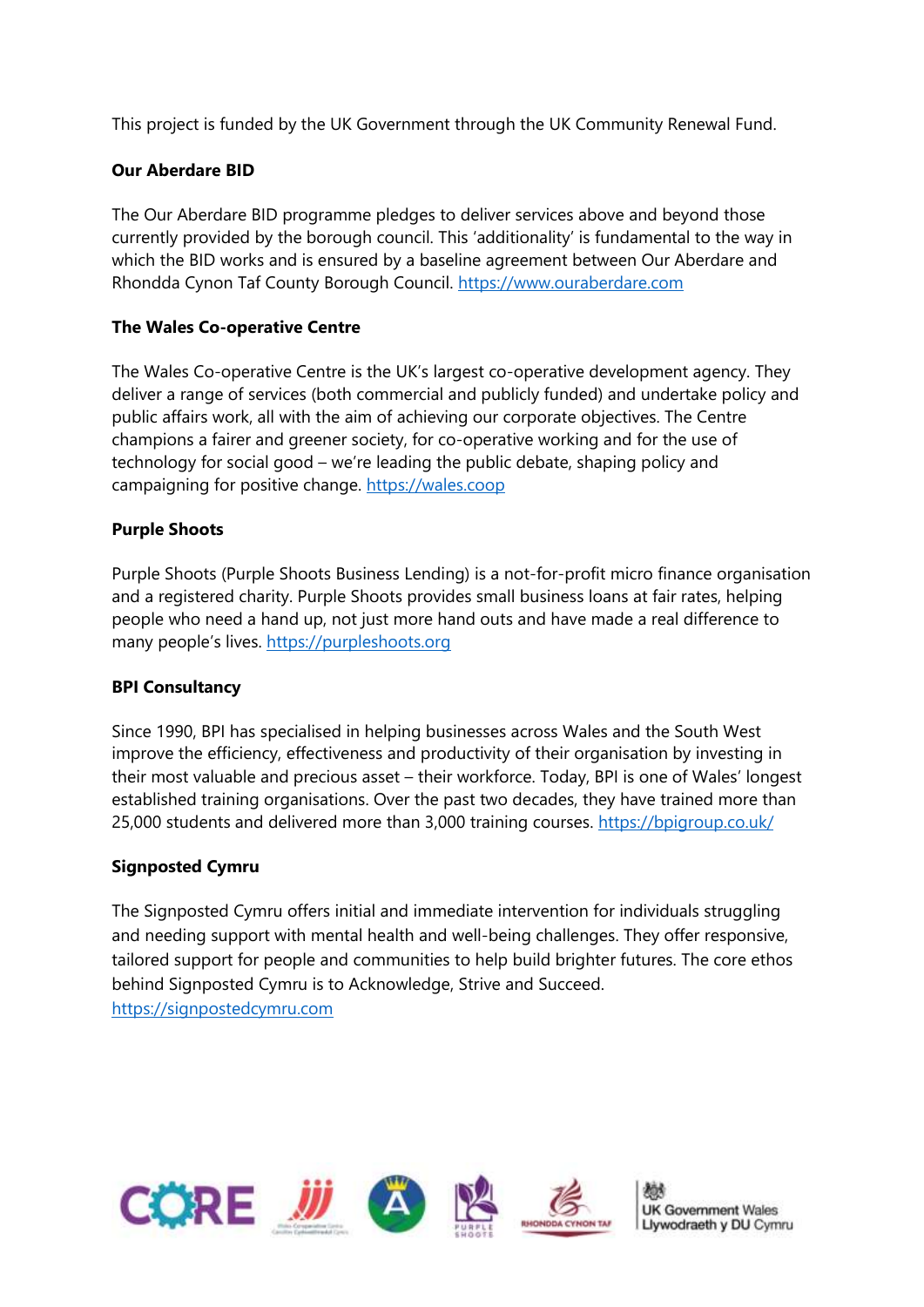This project is funded by the UK Government through the UK Community Renewal Fund.

**Our Aberdare BID**

The Our Aberdare BID programme pledges to deliver services above and beyond those currently provided by the borough council. This 'additionality' is fundamental to the way in which the BID works and is ensured by a baseline agreement between Our Aberdare and Rhondda Cynon Taf County Borough Council. https://www.ouraberdare.com

**The Wales Co-operative Centre**

The Wales Co-operative Centre is the UK's largest co-operative development agency. They deliver a range of services (both commercial and publicly funded) and undertake policy and public affairs work, all with the aim of achieving our corporate objectives. The Centre champions a fairer and greener society, for co-operative working and for the use of technology for social good – we're leading the public debate, shaping policy and campaigning for positive change. https://wales.coop

**Purple Shoots**

Purple Shoots (Purple Shoots Business Lending) is a not-for-profit micro finance organisation and a registered charity. Purple Shoots provides small business loans at fair rates, helping people who need a hand up, not just more hand outs and have made a real difference to many people's lives. https://purpleshoots.org

**BPI Consultancy**

Since 1990, BPI has specialised in helping businesses across Wales and the South West improve the efficiency, effectiveness and productivity of their organisation by investing in their most valuable and precious asset – their workforce. Today, BPI is one of Wales' longest established training organisations. Over the past two decades, they have trained more than 25,000 students and delivered more than 3,000 training courses. https://bpigroup.co.uk/

**Signposted Cymru**

The Signposted Cymru offers initial and immediate intervention for individuals struggling and needing support with mental health and well-being challenges. They offer responsive, tailored support for people and communities to help build brighter futures. The core ethos behind Signposted Cymru is to Acknowledge, Strive and Succeed. https://signpostedcymru.com

CORE

UK Government Wales
Llywodraeth y DU Cymru